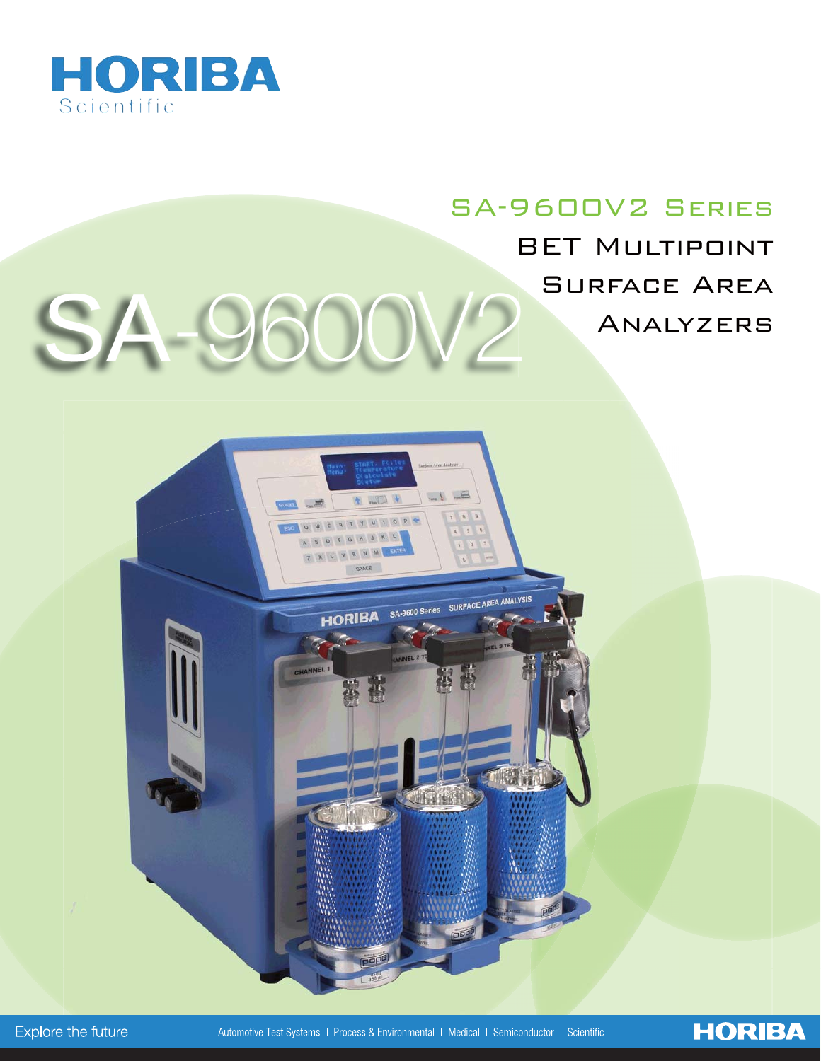HORIBA
Scientific

# SA-9600V2 Series

## BET Multipoint Surface Area Analyzers

SA-9600V2

Explore the future

Automotive Test Systems | Process & Environmental | Medical | Semiconductor | Scientific

HORIBA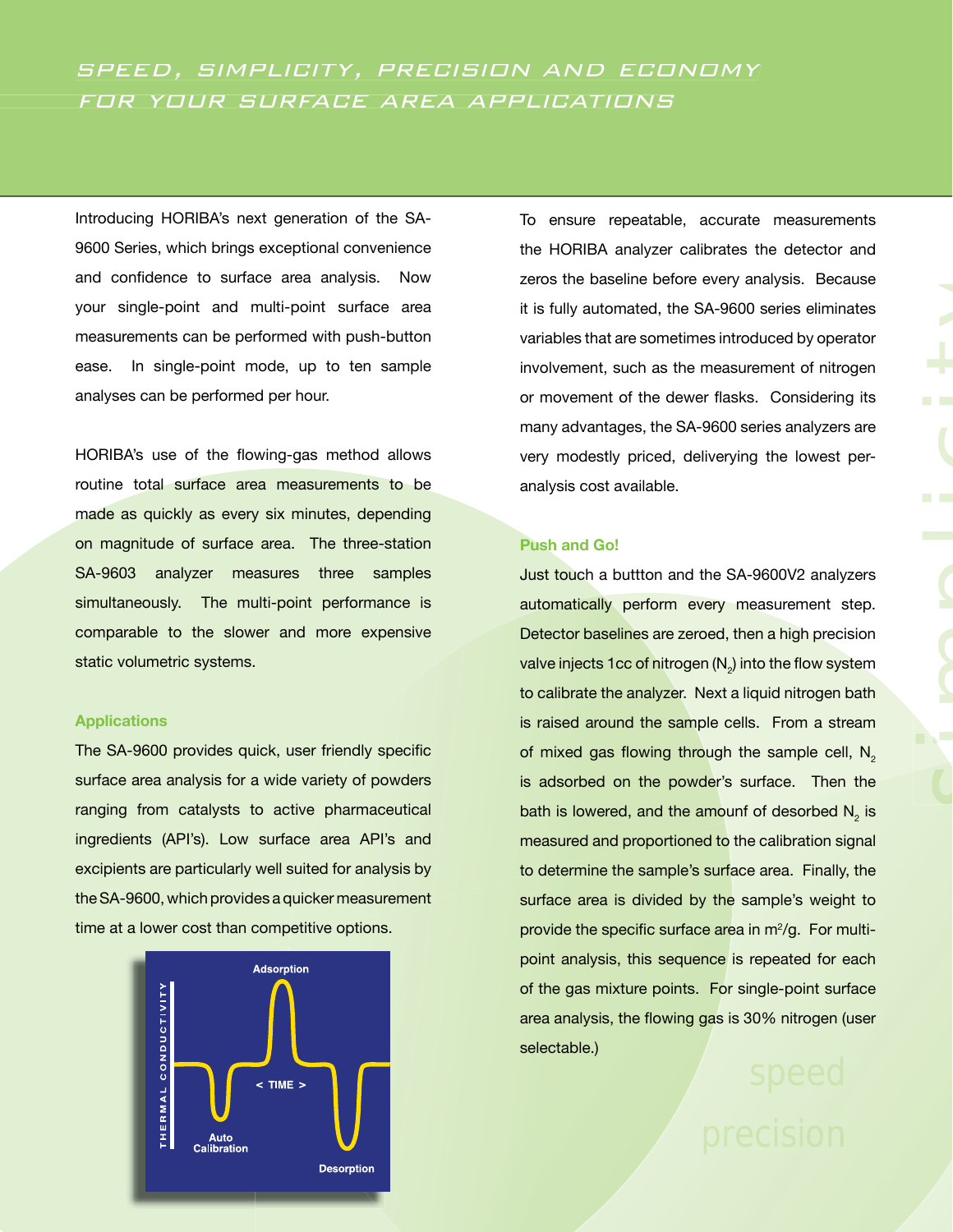# SPEED, SIMPLICITY, PRECISION AND ECONOMY FOR YOUR SURFACE AREA APPLICATIONS

Introducing HORIBA's next generation of the SA-9600 Series, which brings exceptional convenience and confidence to surface area analysis. Now your single-point and multi-point surface area measurements can be performed with push-button ease. In single-point mode, up to ten sample analyses can be performed per hour.

HORIBA's use of the flowing-gas method allows routine total surface area measurements to be made as quickly as every six minutes, depending on magnitude of surface area. The three-station SA-9603 analyzer measures three samples simultaneously. The multi-point performance is comparable to the slower and more expensive static volumetric systems.

## Applications

The SA-9600 provides quick, user friendly specific surface area analysis for a wide variety of powders ranging from catalysts to active pharmaceutical ingredients (API's). Low surface area API's and excipients are particularly well suited for analysis by the SA-9600, which provides a quicker measurement time at a lower cost than competitive options.

THERMAL CONDUCTIVITY

Adsorption

< TIME >

Auto Calibration

Desorption

To ensure repeatable, accurate measurements the HORIBA analyzer calibrates the detector and zeros the baseline before every analysis. Because it is fully automated, the SA-9600 series eliminates variables that are sometimes introduced by operator involvement, such as the measurement of nitrogen or movement of the dewer flasks. Considering its many advantages, the SA-9600 series analyzers are very modestly priced, deliverying the lowest per-analysis cost available.

## Push and Go!

Just touch a buttton and the SA-9600V2 analyzers automatically perform every measurement step. Detector baselines are zeroed, then a high precision valve injects 1cc of nitrogen ($N_2$) into the flow system to calibrate the analyzer. Next a liquid nitrogen bath is raised around the sample cells. From a stream of mixed gas flowing through the sample cell, $N_2$ is adsorbed on the powder's surface. Then the bath is lowered, and the amounf of desorbed $N_2$ is measured and proportioned to the calibration signal to determine the sample's surface area. Finally, the surface area is divided by the sample's weight to provide the specific surface area in $m^2/g$. For multi-point analysis, this sequence is repeated for each of the gas mixture points. For single-point surface area analysis, the flowing gas is 30% nitrogen (user selectable.)

simplicity

speed

precision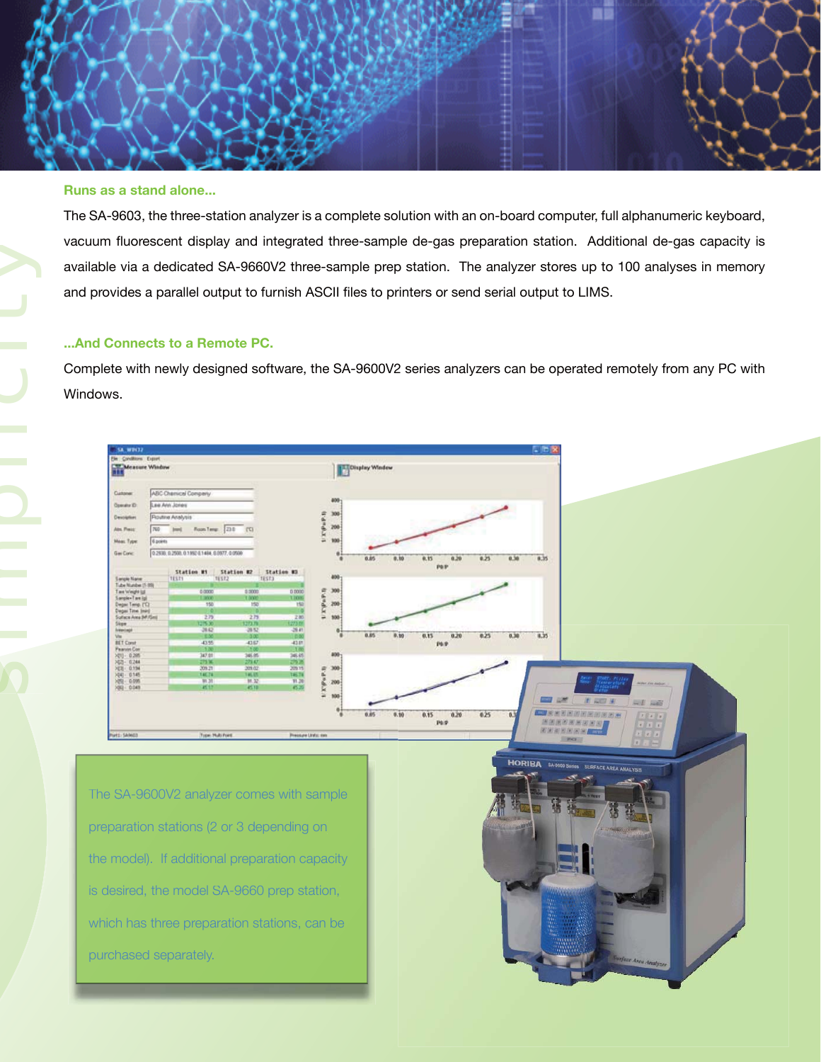### Runs as a stand alone...

The SA-9603, the three-station analyzer is a complete solution with an on-board computer, full alphanumeric keyboard, vacuum fluorescent display and integrated three-sample de-gas preparation station. Additional de-gas capacity is available via a dedicated SA-9660V2 three-sample prep station. The analyzer stores up to 100 analyses in memory and provides a parallel output to furnish ASCII files to printers or send serial output to LIMS.

### ...And Connects to a Remote PC.

Complete with newly designed software, the SA-9600V2 series analyzers can be operated remotely from any PC with Windows.

The SA-9600V2 analyzer comes with sample preparation stations (2 or 3 depending on the model). If additional preparation capacity is desired, the model SA-9660 prep station, which has three preparation stations, can be purchased separately.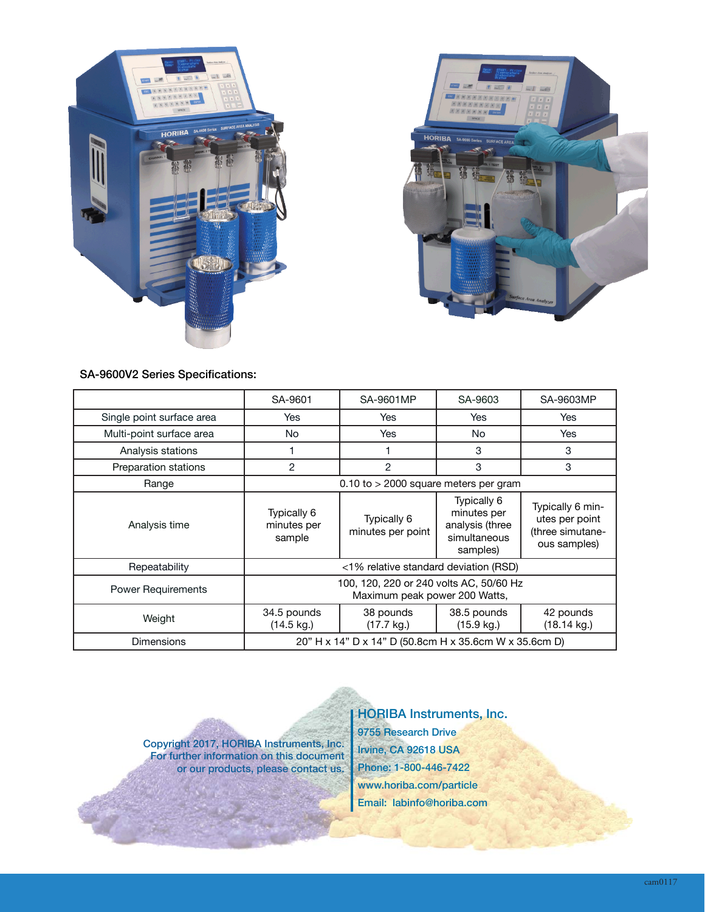**SA-9600V2 Series Specifications:**

| | SA-9601 | SA-9601MP | SA-9603 | SA-9603MP |
|---|---|---|---|---|
| Single point surface area | Yes | Yes | Yes | Yes |
| Multi-point surface area | No | Yes | No | Yes |
| Analysis stations | 1 | 1 | 3 | 3 |
| Preparation stations | 2 | 2 | 3 | 3 |
| Range | 0.10 to > 2000 square meters per gram | | | |
| Analysis time | Typically 6 minutes per sample | Typically 6 minutes per point | Typically 6 minutes per analysis (three simultaneous samples) | Typically 6 minutes per point (three simutaneous samples) |
| Repeatability | <1% relative standard deviation (RSD) | | | |
| Power Requirements | 100, 120, 220 or 240 volts AC, 50/60 Hz Maximum peak power 200 Watts, | | | |
| Weight | 34.5 pounds (14.5 kg.) | 38 pounds (17.7 kg.) | 38.5 pounds (15.9 kg.) | 42 pounds (18.14 kg.) |
| Dimensions | 20" H x 14" D x 14" D (50.8cm H x 35.6cm W x 35.6cm D) | | | |

Copyright 2017, HORIBA Instruments, Inc.
For further information on this document or our products, please contact us.

**HORIBA Instruments, Inc.**
9755 Research Drive
Irvine, CA 92618 USA
Phone: 1-800-446-7422
www.horiba.com/particle
Email: labinfo@horiba.com

cam0117